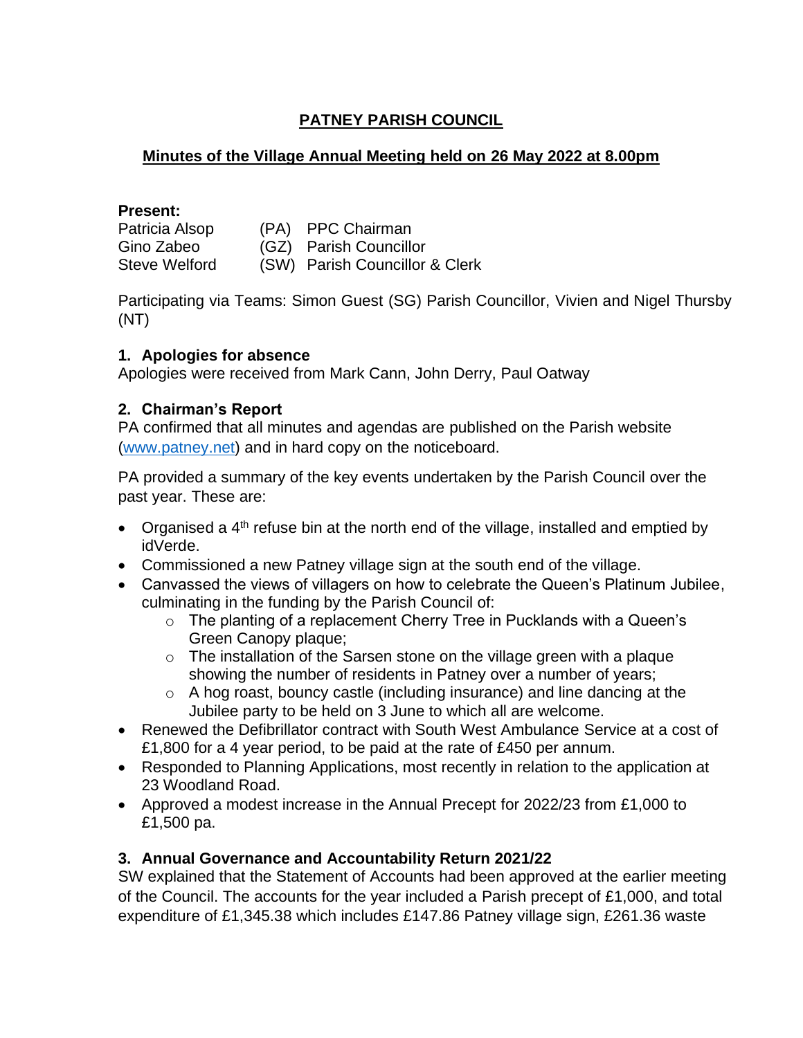# PATNEY PARISH COUNCIL

## Minutes of the Village Annual Meeting held on 26 May 2022 at 8.00pm

**Present:**

| | | |
|---|---|---|
| Patricia Alsop | (PA) | PPC Chairman |
| Gino Zabeo | (GZ) | Parish Councillor |
| Steve Welford | (SW) | Parish Councillor & Clerk |

Participating via Teams: Simon Guest (SG) Parish Councillor, Vivien and Nigel Thursby (NT)

### 1. Apologies for absence

Apologies were received from Mark Cann, John Derry, Paul Oatway

### 2. Chairman's Report

PA confirmed that all minutes and agendas are published on the Parish website ([www.patney.net](www.patney.net)) and in hard copy on the noticeboard.

PA provided a summary of the key events undertaken by the Parish Council over the past year. These are:

- Organised a 4th refuse bin at the north end of the village, installed and emptied by idVerde.
- Commissioned a new Patney village sign at the south end of the village.
- Canvassed the views of villagers on how to celebrate the Queen's Platinum Jubilee, culminating in the funding by the Parish Council of:
  - The planting of a replacement Cherry Tree in Pucklands with a Queen's Green Canopy plaque;
  - The installation of the Sarsen stone on the village green with a plaque showing the number of residents in Patney over a number of years;
  - A hog roast, bouncy castle (including insurance) and line dancing at the Jubilee party to be held on 3 June to which all are welcome.
- Renewed the Defibrillator contract with South West Ambulance Service at a cost of £1,800 for a 4 year period, to be paid at the rate of £450 per annum.
- Responded to Planning Applications, most recently in relation to the application at 23 Woodland Road.
- Approved a modest increase in the Annual Precept for 2022/23 from £1,000 to £1,500 pa.

### 3. Annual Governance and Accountability Return 2021/22

SW explained that the Statement of Accounts had been approved at the earlier meeting of the Council. The accounts for the year included a Parish precept of £1,000, and total expenditure of £1,345.38 which includes £147.86 Patney village sign, £261.36 waste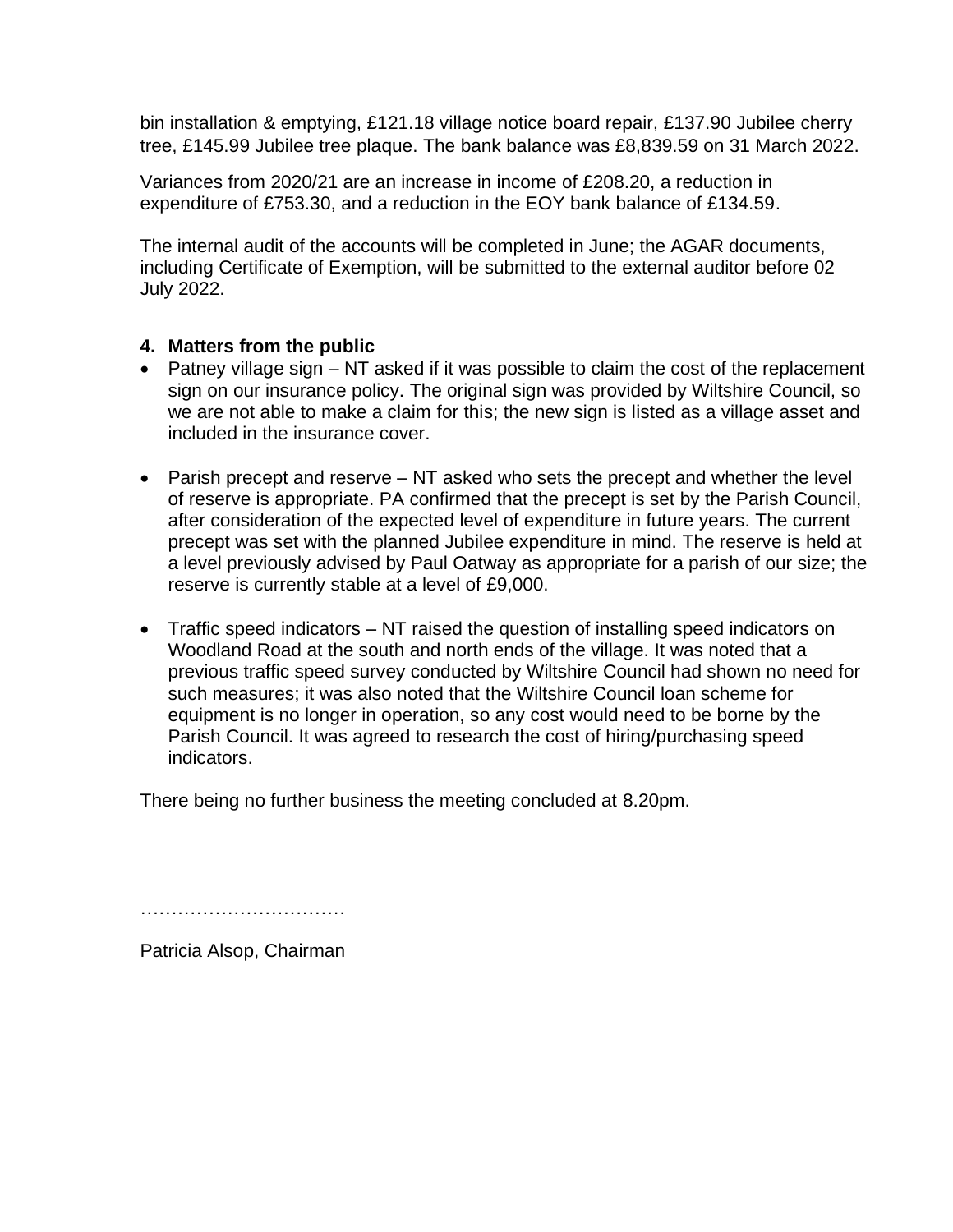bin installation & emptying, £121.18 village notice board repair, £137.90 Jubilee cherry tree, £145.99 Jubilee tree plaque. The bank balance was £8,839.59 on 31 March 2022.

Variances from 2020/21 are an increase in income of £208.20, a reduction in expenditure of £753.30, and a reduction in the EOY bank balance of £134.59.

The internal audit of the accounts will be completed in June; the AGAR documents, including Certificate of Exemption, will be submitted to the external auditor before 02 July 2022.

**4. Matters from the public**

- Patney village sign – NT asked if it was possible to claim the cost of the replacement sign on our insurance policy. The original sign was provided by Wiltshire Council, so we are not able to make a claim for this; the new sign is listed as a village asset and included in the insurance cover.

- Parish precept and reserve – NT asked who sets the precept and whether the level of reserve is appropriate. PA confirmed that the precept is set by the Parish Council, after consideration of the expected level of expenditure in future years. The current precept was set with the planned Jubilee expenditure in mind. The reserve is held at a level previously advised by Paul Oatway as appropriate for a parish of our size; the reserve is currently stable at a level of £9,000.

- Traffic speed indicators – NT raised the question of installing speed indicators on Woodland Road at the south and north ends of the village. It was noted that a previous traffic speed survey conducted by Wiltshire Council had shown no need for such measures; it was also noted that the Wiltshire Council loan scheme for equipment is no longer in operation, so any cost would need to be borne by the Parish Council. It was agreed to research the cost of hiring/purchasing speed indicators.

There being no further business the meeting concluded at 8.20pm.

……………………………

Patricia Alsop, Chairman